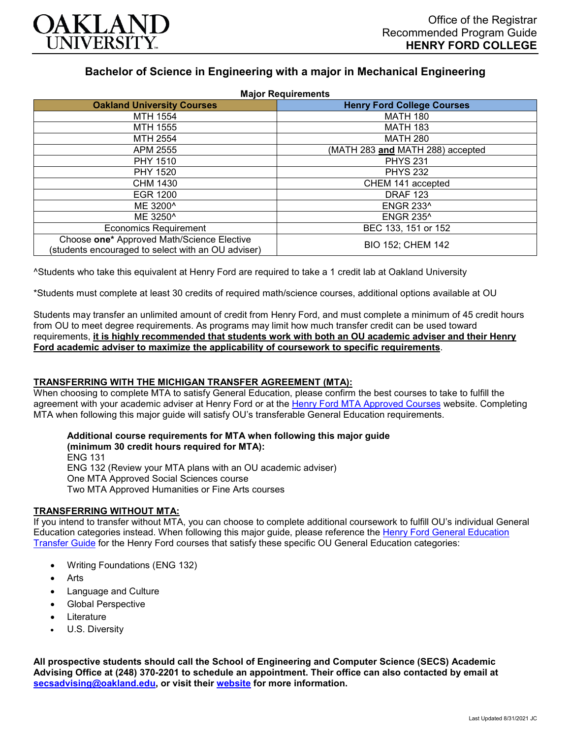# Bachelor of Science in Engineering with a major in Mechanical Engineering

**Major Requirements**

| Oakland University Courses | Henry Ford College Courses |
|---|---|
| MTH 1554 | MATH 180 |
| MTH 1555 | MATH 183 |
| MTH 2554 | MATH 280 |
| APM 2555 | (MATH 283 **and** MATH 288) accepted |
| PHY 1510 | PHYS 231 |
| PHY 1520 | PHYS 232 |
| CHM 1430 | CHEM 141 accepted |
| EGR 1200 | DRAF 123 |
| ME 3200^ | ENGR 233^ |
| ME 3250^ | ENGR 235^ |
| Economics Requirement | BEC 133, 151 or 152 |
| Choose **one*** Approved Math/Science Elective (students encouraged to select with an OU adviser) | BIO 152; CHEM 142 |

^Students who take this equivalent at Henry Ford are required to take a 1 credit lab at Oakland University

*Students must complete at least 30 credits of required math/science courses, additional options available at OU

Students may transfer an unlimited amount of credit from Henry Ford, and must complete a minimum of 45 credit hours from OU to meet degree requirements. As programs may limit how much transfer credit can be used toward requirements, **it is highly recommended that students work with both an OU academic adviser and their Henry Ford academic adviser to maximize the applicability of coursework to specific requirements**.

## TRANSFERRING WITH THE MICHIGAN TRANSFER AGREEMENT (MTA):

When choosing to complete MTA to satisfy General Education, please confirm the best courses to take to fulfill the agreement with your academic adviser at Henry Ford or at the Henry Ford MTA Approved Courses website. Completing MTA when following this major guide will satisfy OU's transferable General Education requirements.

**Additional course requirements for MTA when following this major guide (minimum 30 credit hours required for MTA):**

ENG 131
ENG 132 (Review your MTA plans with an OU academic adviser)
One MTA Approved Social Sciences course
Two MTA Approved Humanities or Fine Arts courses

## TRANSFERRING WITHOUT MTA:

If you intend to transfer without MTA, you can choose to complete additional coursework to fulfill OU's individual General Education categories instead. When following this major guide, please reference the Henry Ford General Education Transfer Guide for the Henry Ford courses that satisfy these specific OU General Education categories:

- Writing Foundations (ENG 132)
- Arts
- Language and Culture
- Global Perspective
- Literature
- U.S. Diversity

**All prospective students should call the School of Engineering and Computer Science (SECS) Academic Advising Office at (248) 370-2201 to schedule an appointment. Their office can also contacted by email at secsadvising@oakland.edu, or visit their website for more information.**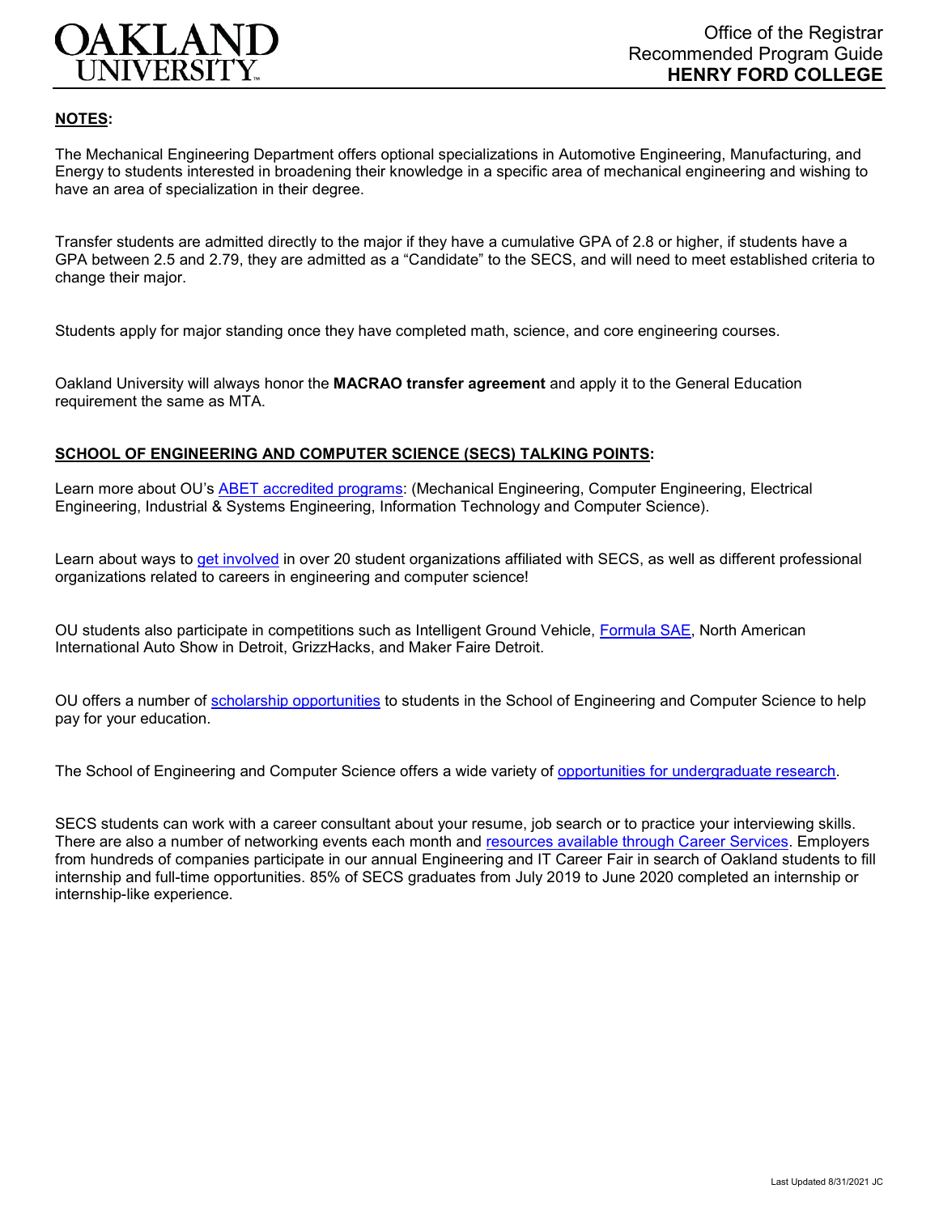**NOTES:**

The Mechanical Engineering Department offers optional specializations in Automotive Engineering, Manufacturing, and Energy to students interested in broadening their knowledge in a specific area of mechanical engineering and wishing to have an area of specialization in their degree.

Transfer students are admitted directly to the major if they have a cumulative GPA of 2.8 or higher, if students have a GPA between 2.5 and 2.79, they are admitted as a “Candidate” to the SECS, and will need to meet established criteria to change their major.

Students apply for major standing once they have completed math, science, and core engineering courses.

Oakland University will always honor the **MACRAO transfer agreement** and apply it to the General Education requirement the same as MTA.

**SCHOOL OF ENGINEERING AND COMPUTER SCIENCE (SECS) TALKING POINTS:**

Learn more about OU’s ABET accredited programs: (Mechanical Engineering, Computer Engineering, Electrical Engineering, Industrial & Systems Engineering, Information Technology and Computer Science).

Learn about ways to get involved in over 20 student organizations affiliated with SECS, as well as different professional organizations related to careers in engineering and computer science!

OU students also participate in competitions such as Intelligent Ground Vehicle, Formula SAE, North American International Auto Show in Detroit, GrizzHacks, and Maker Faire Detroit.

OU offers a number of scholarship opportunities to students in the School of Engineering and Computer Science to help pay for your education.

The School of Engineering and Computer Science offers a wide variety of opportunities for undergraduate research.

SECS students can work with a career consultant about your resume, job search or to practice your interviewing skills. There are also a number of networking events each month and resources available through Career Services. Employers from hundreds of companies participate in our annual Engineering and IT Career Fair in search of Oakland students to fill internship and full-time opportunities. 85% of SECS graduates from July 2019 to June 2020 completed an internship or internship-like experience.